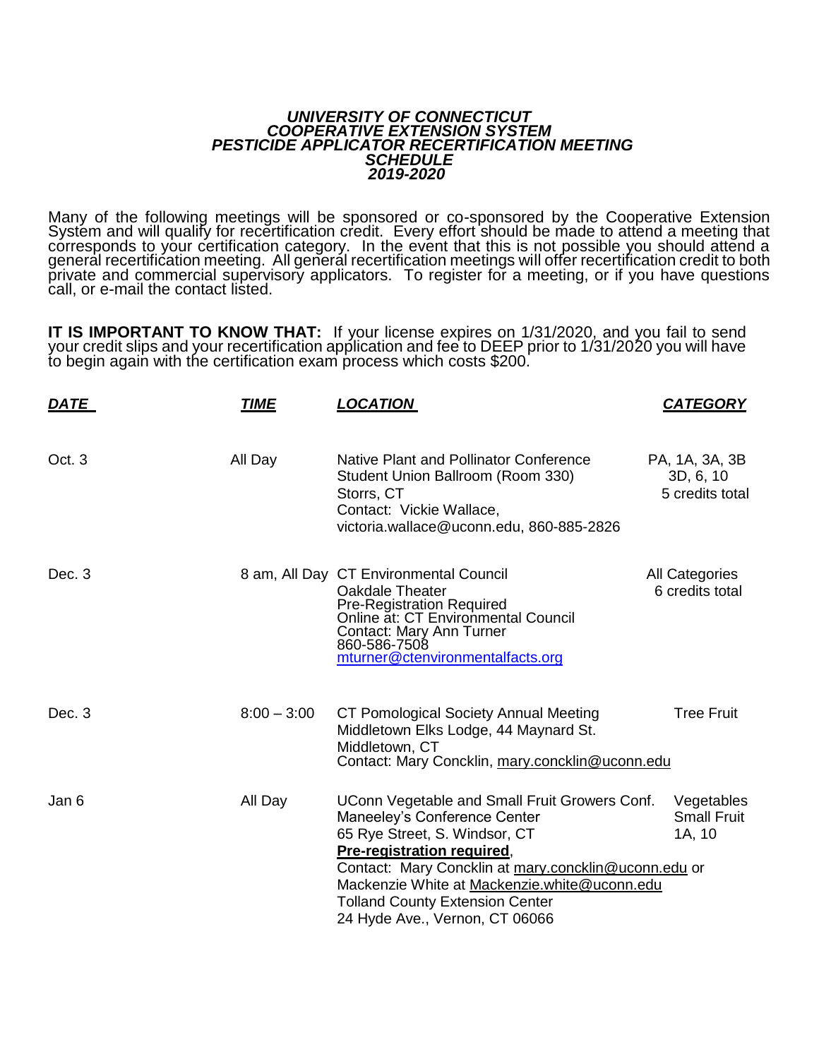***UNIVERSITY OF CONNECTICUT***
***COOPERATIVE EXTENSION SYSTEM***
***PESTICIDE APPLICATOR RECERTIFICATION MEETING SCHEDULE***
***2019-2020***

Many of the following meetings will be sponsored or co-sponsored by the Cooperative Extension System and will qualify for recertification credit. Every effort should be made to attend a meeting that corresponds to your certification category. In the event that this is not possible you should attend a general recertification meeting. All general recertification meetings will offer recertification credit to both private and commercial supervisory applicators. To register for a meeting, or if you have questions call, or e-mail the contact listed.

**IT IS IMPORTANT TO KNOW THAT:** If your license expires on 1/31/2020, and you fail to send your credit slips and your recertification application and fee to DEEP prior to 1/31/2020 you will have to begin again with the certification exam process which costs $200.

| ***DATE*** | ***TIME*** | ***LOCATION*** | ***CATEGORY*** |
|---|---|---|---|
| Oct. 3 | All Day | Native Plant and Pollinator Conference<br>Student Union Ballroom (Room 330)<br>Storrs, CT<br>Contact: Vickie Wallace,<br>victoria.wallace@uconn.edu, 860-885-2826 | PA, 1A, 3A, 3B<br>3D, 6, 10<br>5 credits total |
| Dec. 3 | 8 am, All Day | CT Environmental Council<br>Oakdale Theater<br>Pre-Registration Required<br>Online at: CT Environmental Council<br>Contact: Mary Ann Turner<br>860-586-7508<br>mturner@ctenvironmentalfacts.org | All Categories<br>6 credits total |
| Dec. 3 | 8:00 – 3:00 | CT Pomological Society Annual Meeting<br>Middletown Elks Lodge, 44 Maynard St.<br>Middletown, CT<br>Contact: Mary Concklin, mary.concklin@uconn.edu | Tree Fruit |
| Jan 6 | All Day | UConn Vegetable and Small Fruit Growers Conf.<br>Maneeley's Conference Center<br>65 Rye Street, S. Windsor, CT<br>**Pre-registration required**,<br>Contact: Mary Concklin at mary.concklin@uconn.edu or Mackenzie White at Mackenzie.white@uconn.edu<br>Tolland County Extension Center<br>24 Hyde Ave., Vernon, CT 06066 | Vegetables<br>Small Fruit<br>1A, 10 |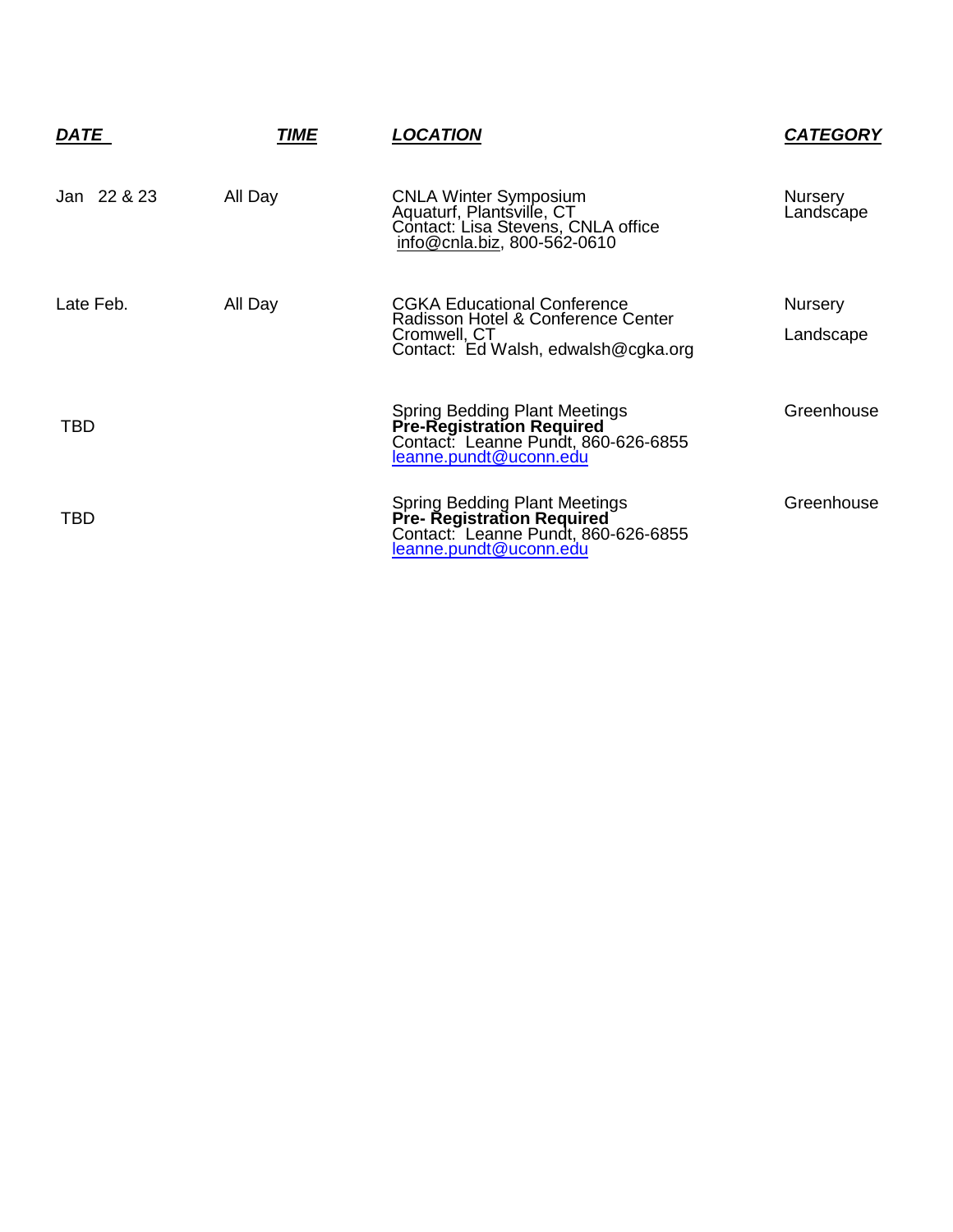| ***DATE*** | ***TIME*** | ***LOCATION*** | ***CATEGORY*** |
|---|---|---|---|
| Jan 22 & 23 | All Day | CNLA Winter Symposium<br>Aquaturf, Plantsville, CT<br>Contact: Lisa Stevens, CNLA office<br>info@cnla.biz, 800-562-0610 | Nursery<br>Landscape |
| Late Feb. | All Day | CGKA Educational Conference<br>Radisson Hotel & Conference Center<br>Cromwell, CT<br>Contact: Ed Walsh, edwalsh@cgka.org | Nursery<br>Landscape |
| TBD | | Spring Bedding Plant Meetings<br>**Pre-Registration Required**<br>Contact: Leanne Pundt, 860-626-6855<br>leanne.pundt@uconn.edu | Greenhouse |
| TBD | | Spring Bedding Plant Meetings<br>**Pre- Registration Required**<br>Contact: Leanne Pundt, 860-626-6855<br>leanne.pundt@uconn.edu | Greenhouse |